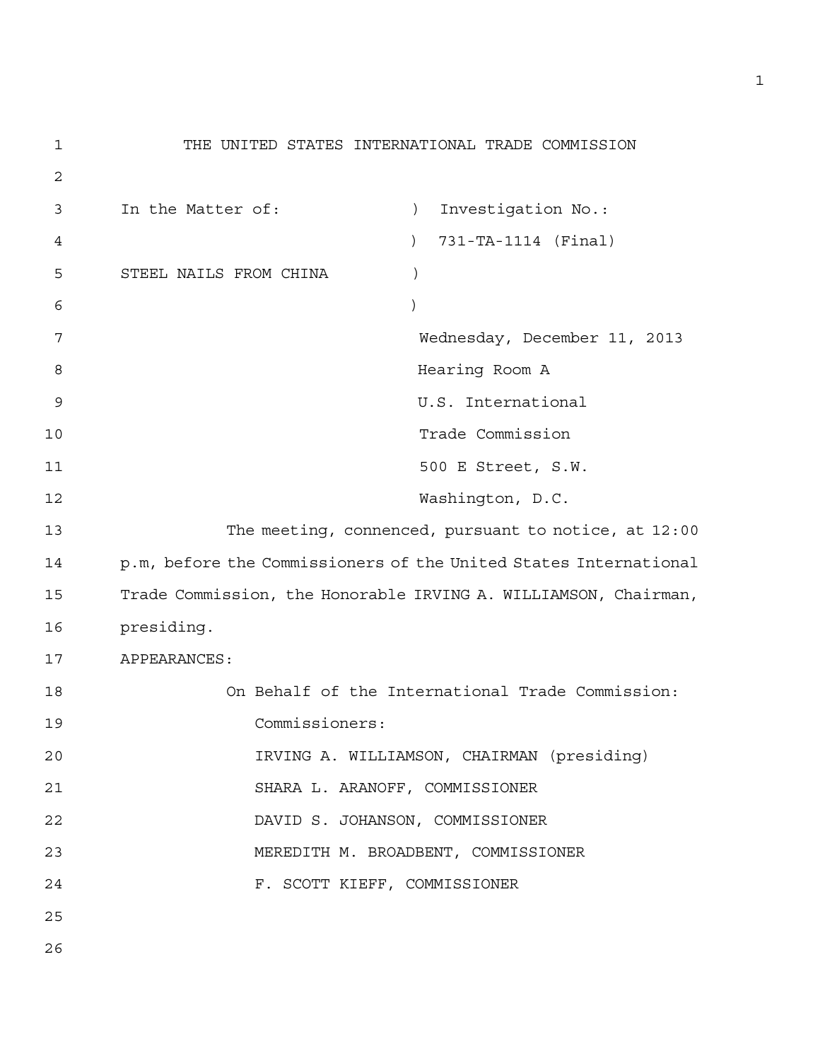# THE UNITED STATES INTERNATIONAL TRADE COMMISSION

| | |
|---|---|
| In the Matter of: | ) Investigation No.: |
| | ) 731-TA-1114 (Final) |
| STEEL NAILS FROM CHINA | ) |
| | ) |

Wednesday, December 11, 2013
Hearing Room A
U.S. International
Trade Commission
500 E Street, S.W.
Washington, D.C.

The meeting, connenced, pursuant to notice, at 12:00 p.m, before the Commissioners of the United States International Trade Commission, the Honorable IRVING A. WILLIAMSON, Chairman, presiding.

APPEARANCES:

On Behalf of the International Trade Commission:

Commissioners:

IRVING A. WILLIAMSON, CHAIRMAN (presiding)
SHARA L. ARANOFF, COMMISSIONER
DAVID S. JOHANSON, COMMISSIONER
MEREDITH M. BROADBENT, COMMISSIONER
F. SCOTT KIEFF, COMMISSIONER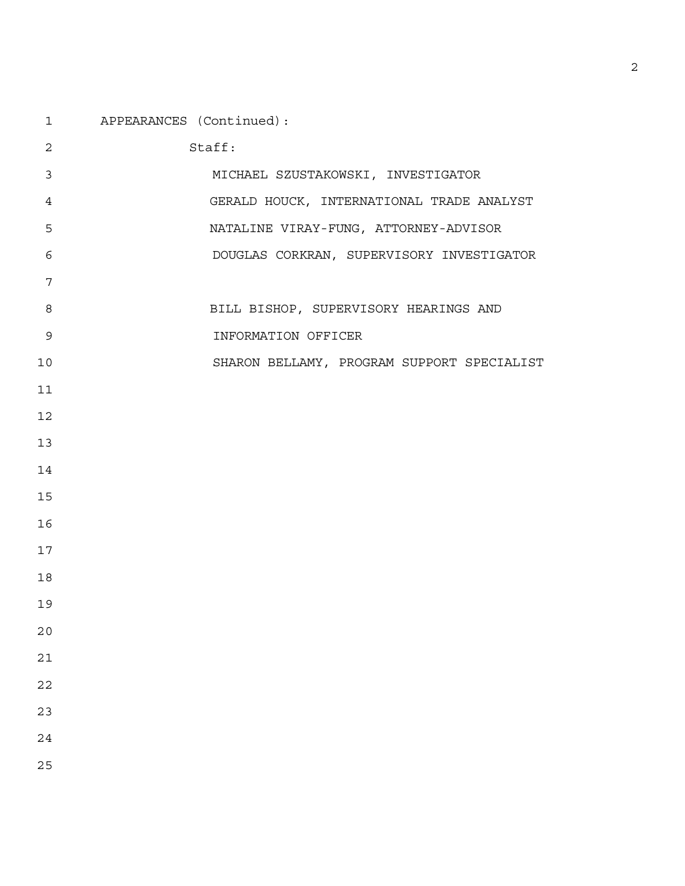APPEARANCES (Continued):

Staff:

MICHAEL SZUSTAKOWSKI, INVESTIGATOR

GERALD HOUCK, INTERNATIONAL TRADE ANALYST

NATALINE VIRAY-FUNG, ATTORNEY-ADVISOR

DOUGLAS CORKRAN, SUPERVISORY INVESTIGATOR

BILL BISHOP, SUPERVISORY HEARINGS AND INFORMATION OFFICER

SHARON BELLAMY, PROGRAM SUPPORT SPECIALIST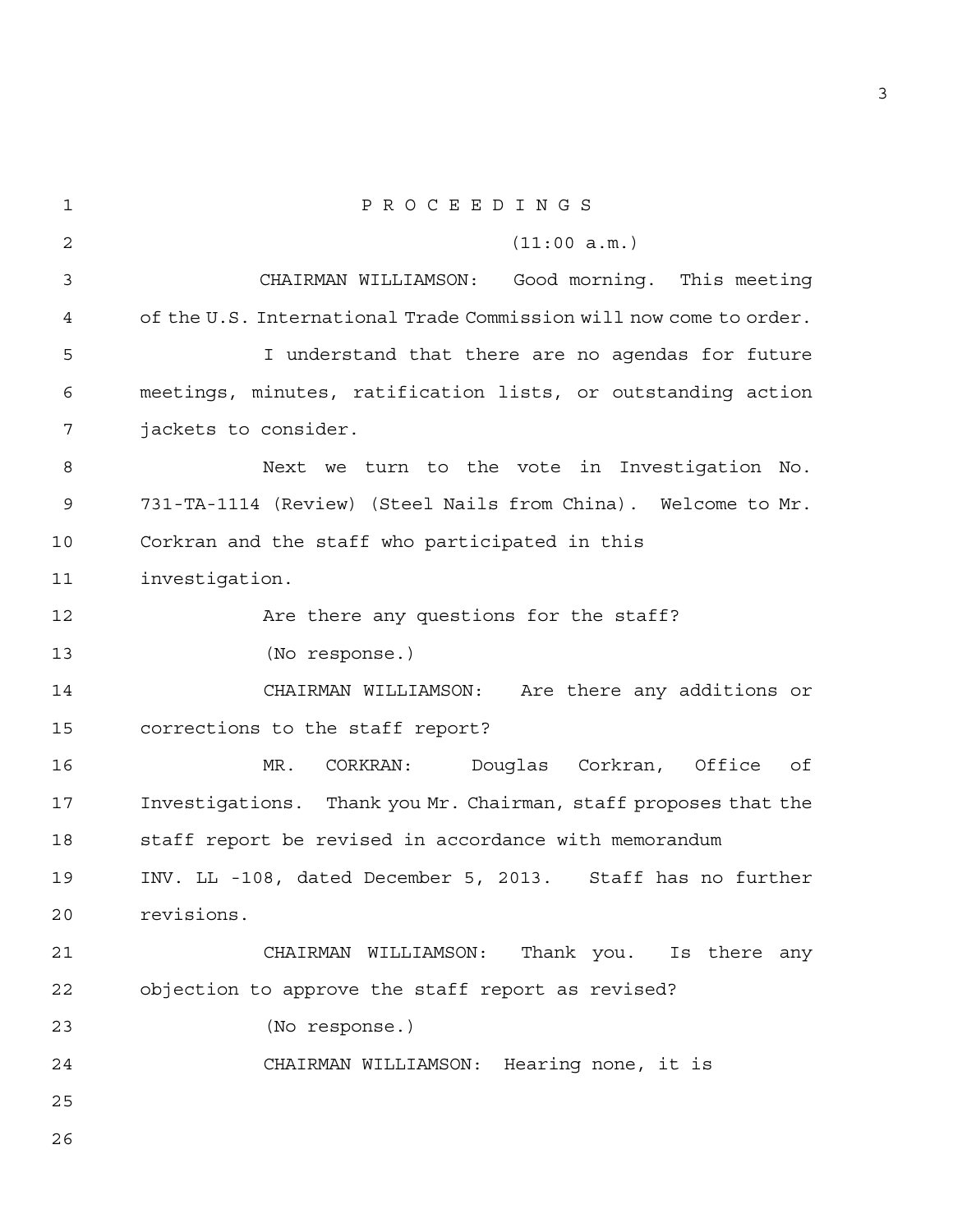P R O C E E D I N G S

(11:00 a.m.)

CHAIRMAN WILLIAMSON: Good morning. This meeting of the U.S. International Trade Commission will now come to order.

I understand that there are no agendas for future meetings, minutes, ratification lists, or outstanding action jackets to consider.

Next we turn to the vote in Investigation No. 731-TA-1114 (Review) (Steel Nails from China). Welcome to Mr. Corkran and the staff who participated in this investigation.

Are there any questions for the staff?

(No response.)

CHAIRMAN WILLIAMSON: Are there any additions or corrections to the staff report?

MR. CORKRAN: Douglas Corkran, Office of Investigations. Thank you Mr. Chairman, staff proposes that the staff report be revised in accordance with memorandum INV. LL -108, dated December 5, 2013. Staff has no further revisions.

CHAIRMAN WILLIAMSON: Thank you. Is there any objection to approve the staff report as revised?

(No response.)

CHAIRMAN WILLIAMSON: Hearing none, it is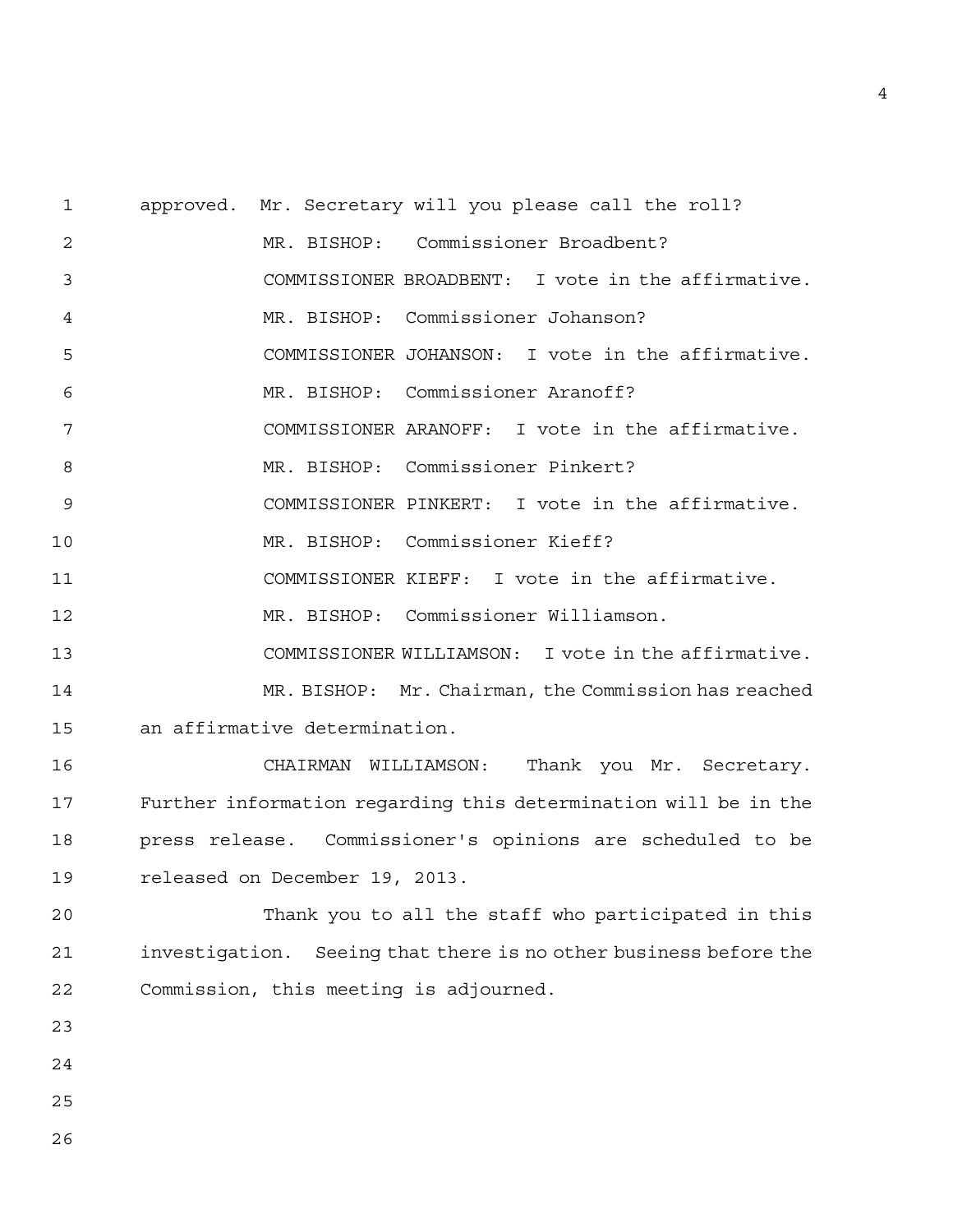approved. Mr. Secretary will you please call the roll?

MR. BISHOP: Commissioner Broadbent?

COMMISSIONER BROADBENT: I vote in the affirmative.

MR. BISHOP: Commissioner Johanson?

COMMISSIONER JOHANSON: I vote in the affirmative.

MR. BISHOP: Commissioner Aranoff?

COMMISSIONER ARANOFF: I vote in the affirmative.

MR. BISHOP: Commissioner Pinkert?

COMMISSIONER PINKERT: I vote in the affirmative.

MR. BISHOP: Commissioner Kieff?

COMMISSIONER KIEFF: I vote in the affirmative.

MR. BISHOP: Commissioner Williamson.

COMMISSIONER WILLIAMSON: I vote in the affirmative.

MR. BISHOP: Mr. Chairman, the Commission has reached an affirmative determination.

CHAIRMAN WILLIAMSON: Thank you Mr. Secretary. Further information regarding this determination will be in the press release. Commissioner's opinions are scheduled to be released on December 19, 2013.

Thank you to all the staff who participated in this investigation. Seeing that there is no other business before the Commission, this meeting is adjourned.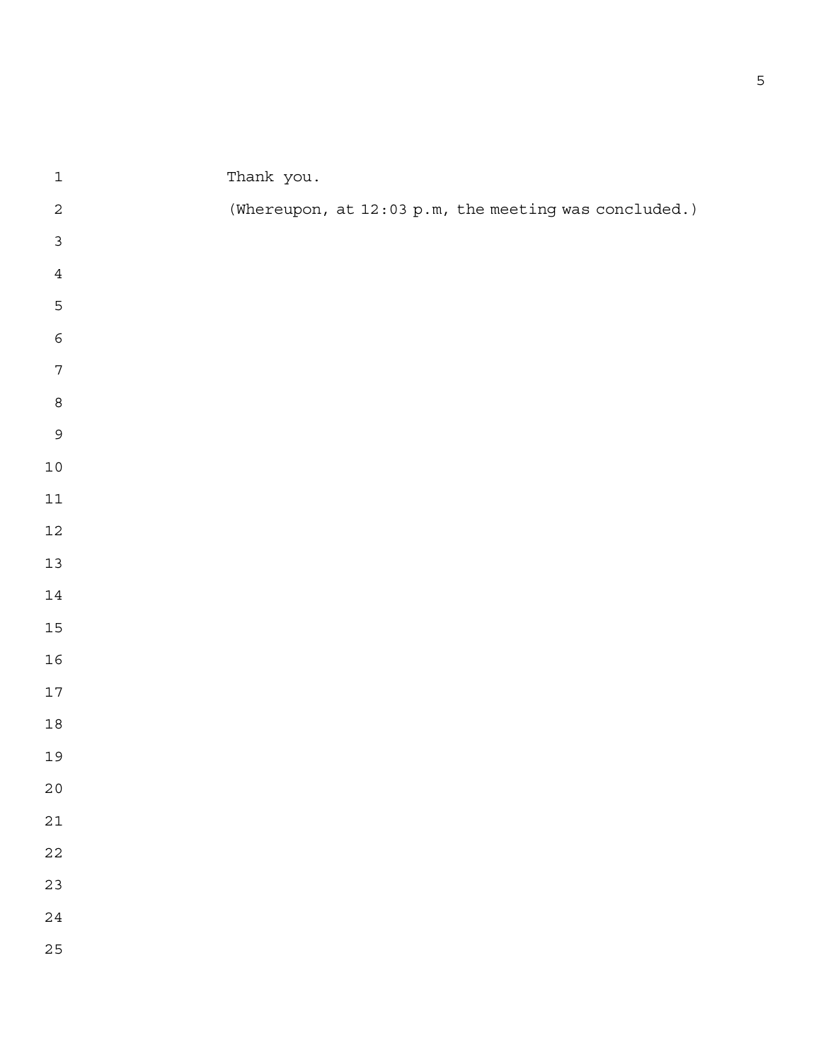Thank you.

(Whereupon, at 12:03 p.m, the meeting was concluded.)